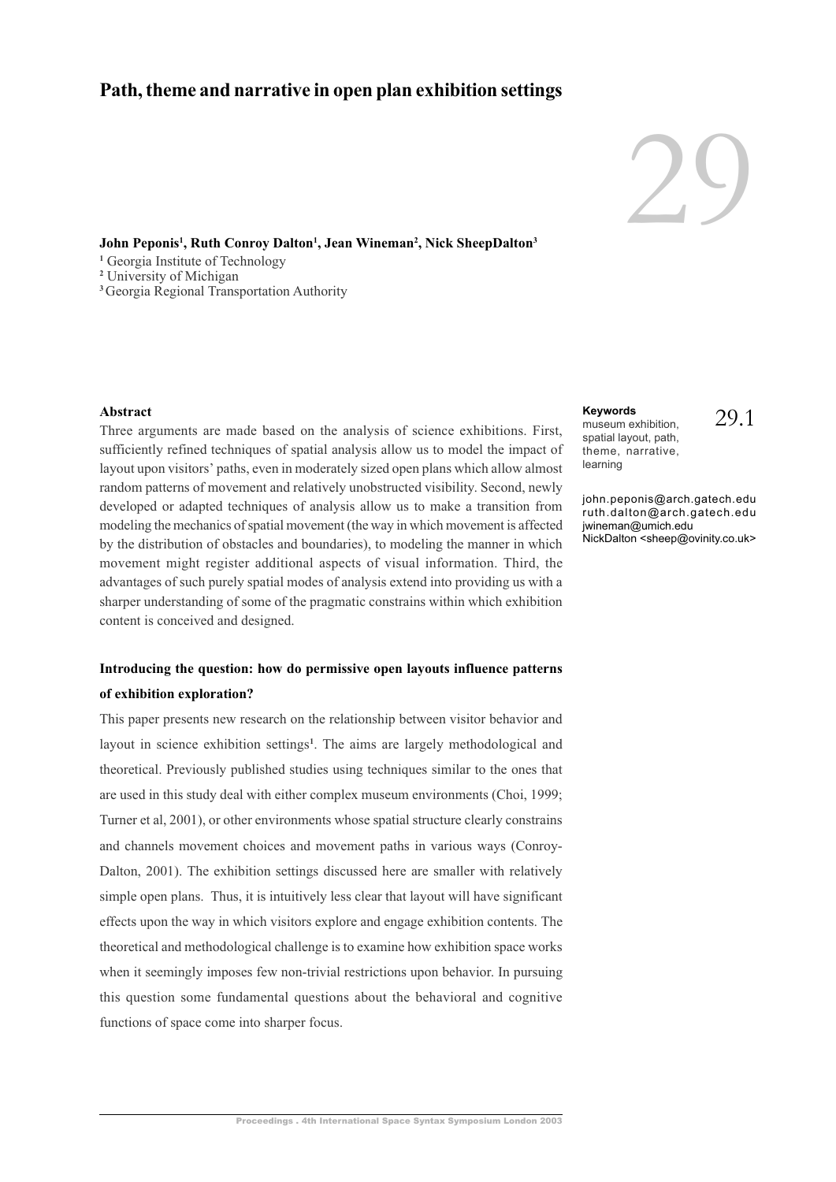# Path, theme and narrative in open plan exhibition settings

29

**John Peponis[1], Ruth Conroy Dalton[1], Jean Wineman[2], Nick SheepDalton[3]**

[1] Georgia Institute of Technology
[2] University of Michigan
[3] Georgia Regional Transportation Authority

**Keywords**
museum exhibition, spatial layout, path, theme, narrative, learning

john.peponis@arch.gatech.edu
ruth.dalton@arch.gatech.edu
jwineman@umich.edu
NickDalton <sheep@ovinity.co.uk>

29.1

**Abstract**

Three arguments are made based on the analysis of science exhibitions. First, sufficiently refined techniques of spatial analysis allow us to model the impact of layout upon visitors' paths, even in moderately sized open plans which allow almost random patterns of movement and relatively unobstructed visibility. Second, newly developed or adapted techniques of analysis allow us to make a transition from modeling the mechanics of spatial movement (the way in which movement is affected by the distribution of obstacles and boundaries), to modeling the manner in which movement might register additional aspects of visual information. Third, the advantages of such purely spatial modes of analysis extend into providing us with a sharper understanding of some of the pragmatic constrains within which exhibition content is conceived and designed.

**Introducing the question: how do permissive open layouts influence patterns of exhibition exploration?**

This paper presents new research on the relationship between visitor behavior and layout in science exhibition settings[1]. The aims are largely methodological and theoretical. Previously published studies using techniques similar to the ones that are used in this study deal with either complex museum environments (Choi, 1999; Turner et al, 2001), or other environments whose spatial structure clearly constrains and channels movement choices and movement paths in various ways (Conroy-Dalton, 2001). The exhibition settings discussed here are smaller with relatively simple open plans. Thus, it is intuitively less clear that layout will have significant effects upon the way in which visitors explore and engage exhibition contents. The theoretical and methodological challenge is to examine how exhibition space works when it seemingly imposes few non-trivial restrictions upon behavior. In pursuing this question some fundamental questions about the behavioral and cognitive functions of space come into sharper focus.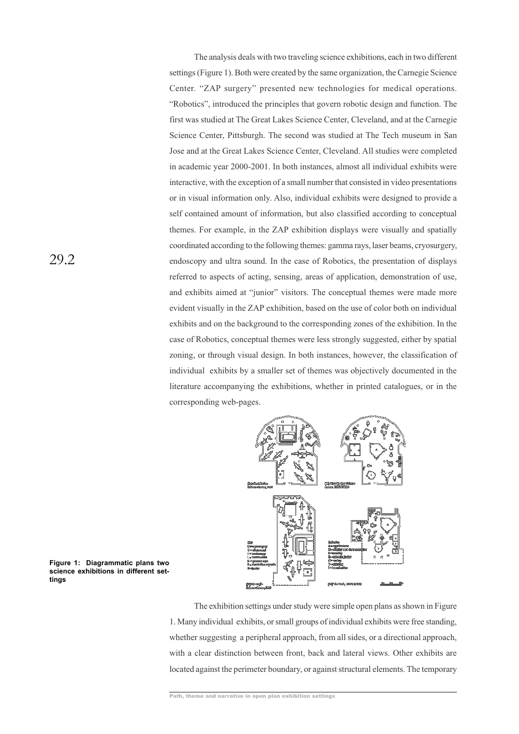The analysis deals with two traveling science exhibitions, each in two different settings (Figure 1). Both were created by the same organization, the Carnegie Science Center. "ZAP surgery" presented new technologies for medical operations. "Robotics", introduced the principles that govern robotic design and function. The first was studied at The Great Lakes Science Center, Cleveland, and at the Carnegie Science Center, Pittsburgh. The second was studied at The Tech museum in San Jose and at the Great Lakes Science Center, Cleveland. All studies were completed in academic year 2000-2001. In both instances, almost all individual exhibits were interactive, with the exception of a small number that consisted in video presentations or in visual information only. Also, individual exhibits were designed to provide a self contained amount of information, but also classified according to conceptual themes. For example, in the ZAP exhibition displays were visually and spatially coordinated according to the following themes: gamma rays, laser beams, cryosurgery, endoscopy and ultra sound. In the case of Robotics, the presentation of displays referred to aspects of acting, sensing, areas of application, demonstration of use, and exhibits aimed at "junior" visitors. The conceptual themes were made more evident visually in the ZAP exhibition, based on the use of color both on individual exhibits and on the background to the corresponding zones of the exhibition. In the case of Robotics, conceptual themes were less strongly suggested, either by spatial zoning, or through visual design. In both instances, however, the classification of individual exhibits by a smaller set of themes was objectively documented in the literature accompanying the exhibitions, whether in printed catalogues, or in the corresponding web-pages.

**Figure 1: Diagrammatic plans two science exhibitions in different settings**

The exhibition settings under study were simple open plans as shown in Figure 1. Many individual exhibits, or small groups of individual exhibits were free standing, whether suggesting a peripheral approach, from all sides, or a directional approach, with a clear distinction between front, back and lateral views. Other exhibits are located against the perimeter boundary, or against structural elements. The temporary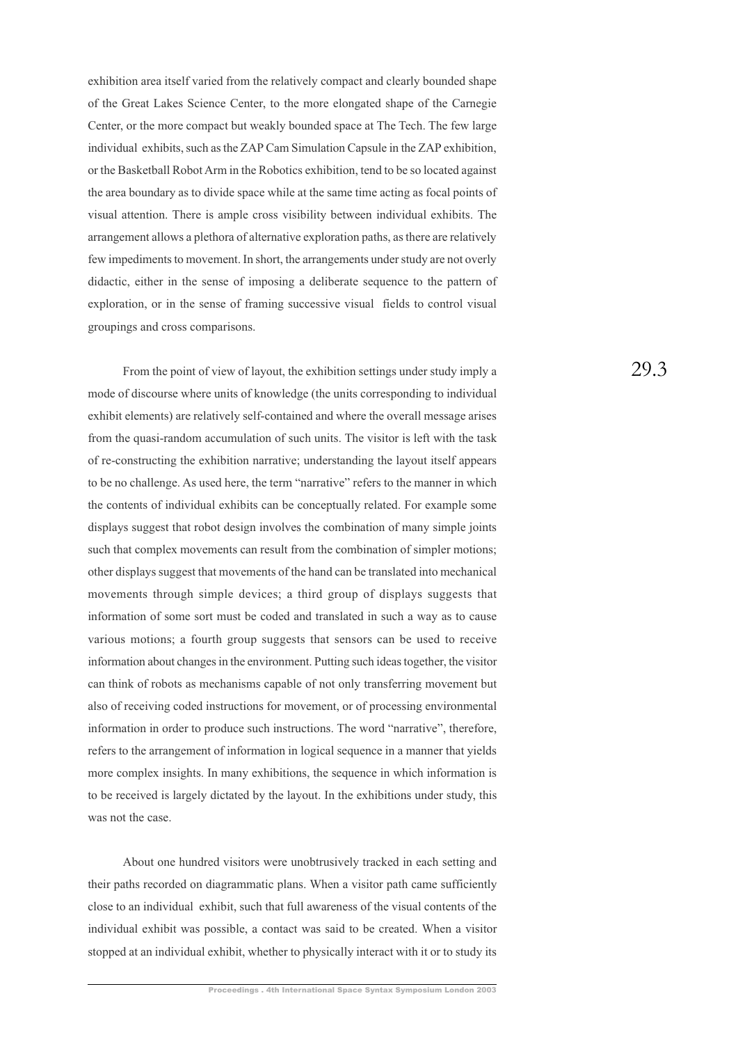exhibition area itself varied from the relatively compact and clearly bounded shape of the Great Lakes Science Center, to the more elongated shape of the Carnegie Center, or the more compact but weakly bounded space at The Tech. The few large individual exhibits, such as the ZAP Cam Simulation Capsule in the ZAP exhibition, or the Basketball Robot Arm in the Robotics exhibition, tend to be so located against the area boundary as to divide space while at the same time acting as focal points of visual attention. There is ample cross visibility between individual exhibits. The arrangement allows a plethora of alternative exploration paths, as there are relatively few impediments to movement. In short, the arrangements under study are not overly didactic, either in the sense of imposing a deliberate sequence to the pattern of exploration, or in the sense of framing successive visual fields to control visual groupings and cross comparisons.

From the point of view of layout, the exhibition settings under study imply a mode of discourse where units of knowledge (the units corresponding to individual exhibit elements) are relatively self-contained and where the overall message arises from the quasi-random accumulation of such units. The visitor is left with the task of re-constructing the exhibition narrative; understanding the layout itself appears to be no challenge. As used here, the term "narrative" refers to the manner in which the contents of individual exhibits can be conceptually related. For example some displays suggest that robot design involves the combination of many simple joints such that complex movements can result from the combination of simpler motions; other displays suggest that movements of the hand can be translated into mechanical movements through simple devices; a third group of displays suggests that information of some sort must be coded and translated in such a way as to cause various motions; a fourth group suggests that sensors can be used to receive information about changes in the environment. Putting such ideas together, the visitor can think of robots as mechanisms capable of not only transferring movement but also of receiving coded instructions for movement, or of processing environmental information in order to produce such instructions. The word "narrative", therefore, refers to the arrangement of information in logical sequence in a manner that yields more complex insights. In many exhibitions, the sequence in which information is to be received is largely dictated by the layout. In the exhibitions under study, this was not the case.

About one hundred visitors were unobtrusively tracked in each setting and their paths recorded on diagrammatic plans. When a visitor path came sufficiently close to an individual exhibit, such that full awareness of the visual contents of the individual exhibit was possible, a contact was said to be created. When a visitor stopped at an individual exhibit, whether to physically interact with it or to study its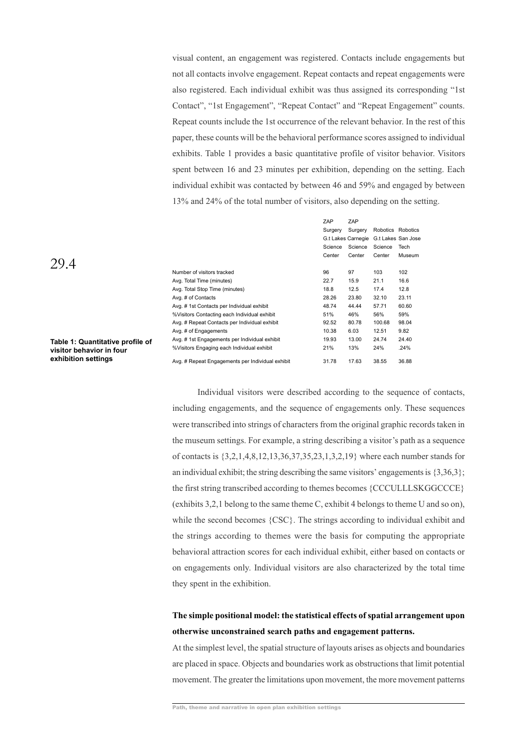visual content, an engagement was registered. Contacts include engagements but not all contacts involve engagement. Repeat contacts and repeat engagements were also registered. Each individual exhibit was thus assigned its corresponding "1st Contact", "1st Engagement", "Repeat Contact" and "Repeat Engagement" counts. Repeat counts include the 1st occurrence of the relevant behavior. In the rest of this paper, these counts will be the behavioral performance scores assigned to individual exhibits. Table 1 provides a basic quantitative profile of visitor behavior. Visitors spent between 16 and 23 minutes per exhibition, depending on the setting. Each individual exhibit was contacted by between 46 and 59% and engaged by between 13% and 24% of the total number of visitors, also depending on the setting.

| | ZAP Surgery G.t Lakes Science Center | ZAP Surgery Carnegie Science Center | Robotics G.t Lakes Science Center | Robotics San Jose Tech Museum |
|---|---|---|---|---|
| Number of visitors tracked | 96 | 97 | 103 | 102 |
| Avg. Total Time (minutes) | 22.7 | 15.9 | 21.1 | 16.6 |
| Avg. Total Stop Time (minutes) | 18.8 | 12.5 | 17.4 | 12.8 |
| Avg. # of Contacts | 28.26 | 23.80 | 32.10 | 23.11 |
| Avg. # 1st Contacts per Individual exhibit | 48.74 | 44.44 | 57.71 | 60.60 |
| %Visitors Contacting each Individual exhibit | 51% | 46% | 56% | 59% |
| Avg. # Repeat Contacts per Individual exhibit | 92.52 | 80.78 | 100.68 | 98.04 |
| Avg. # of Engagements | 10.38 | 6.03 | 12.51 | 9.82 |
| Avg. # 1st Engagements per Individual exhibit | 19.93 | 13.00 | 24.74 | 24.40 |
| %Visitors Engaging each Individual exhibit | 21% | 13% | 24% | .24% |
| Avg. # Repeat Engagements per Individual exhibit | 31.78 | 17.63 | 38.55 | 36.88 |

**Table 1: Quantitative profile of visitor behavior in four exhibition settings**

Individual visitors were described according to the sequence of contacts, including engagements, and the sequence of engagements only. These sequences were transcribed into strings of characters from the original graphic records taken in the museum settings. For example, a string describing a visitor's path as a sequence of contacts is {3,2,1,4,8,12,13,36,37,35,23,1,3,2,19} where each number stands for an individual exhibit; the string describing the same visitors' engagements is {3,36,3}; the first string transcribed according to themes becomes {CCCULLLSKGGCCCE} (exhibits 3,2,1 belong to the same theme C, exhibit 4 belongs to theme U and so on), while the second becomes {CSC}. The strings according to individual exhibit and the strings according to themes were the basis for computing the appropriate behavioral attraction scores for each individual exhibit, either based on contacts or on engagements only. Individual visitors are also characterized by the total time they spent in the exhibition.

**The simple positional model: the statistical effects of spatial arrangement upon otherwise unconstrained search paths and engagement patterns.**

At the simplest level, the spatial structure of layouts arises as objects and boundaries are placed in space. Objects and boundaries work as obstructions that limit potential movement. The greater the limitations upon movement, the more movement patterns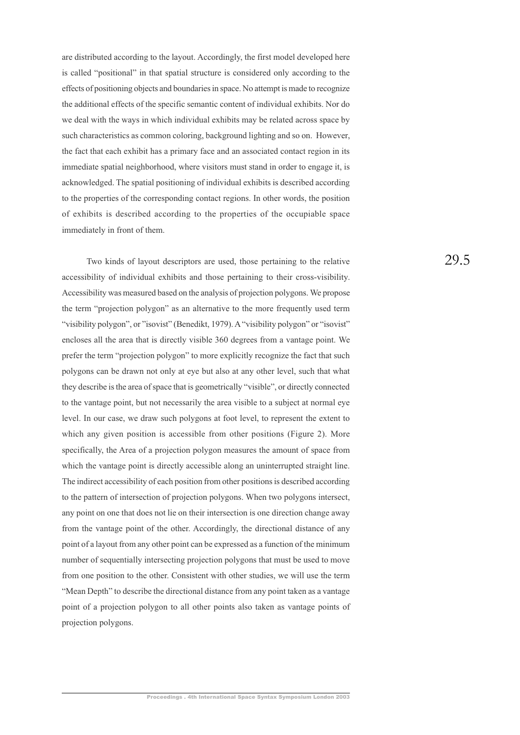are distributed according to the layout. Accordingly, the first model developed here is called "positional" in that spatial structure is considered only according to the effects of positioning objects and boundaries in space. No attempt is made to recognize the additional effects of the specific semantic content of individual exhibits. Nor do we deal with the ways in which individual exhibits may be related across space by such characteristics as common coloring, background lighting and so on. However, the fact that each exhibit has a primary face and an associated contact region in its immediate spatial neighborhood, where visitors must stand in order to engage it, is acknowledged. The spatial positioning of individual exhibits is described according to the properties of the corresponding contact regions. In other words, the position of exhibits is described according to the properties of the occupiable space immediately in front of them.

Two kinds of layout descriptors are used, those pertaining to the relative accessibility of individual exhibits and those pertaining to their cross-visibility. Accessibility was measured based on the analysis of projection polygons. We propose the term "projection polygon" as an alternative to the more frequently used term "visibility polygon", or "isovist" (Benedikt, 1979). A "visibility polygon" or "isovist" encloses all the area that is directly visible 360 degrees from a vantage point. We prefer the term "projection polygon" to more explicitly recognize the fact that such polygons can be drawn not only at eye but also at any other level, such that what they describe is the area of space that is geometrically "visible", or directly connected to the vantage point, but not necessarily the area visible to a subject at normal eye level. In our case, we draw such polygons at foot level, to represent the extent to which any given position is accessible from other positions (Figure 2). More specifically, the Area of a projection polygon measures the amount of space from which the vantage point is directly accessible along an uninterrupted straight line. The indirect accessibility of each position from other positions is described according to the pattern of intersection of projection polygons. When two polygons intersect, any point on one that does not lie on their intersection is one direction change away from the vantage point of the other. Accordingly, the directional distance of any point of a layout from any other point can be expressed as a function of the minimum number of sequentially intersecting projection polygons that must be used to move from one position to the other. Consistent with other studies, we will use the term "Mean Depth" to describe the directional distance from any point taken as a vantage point of a projection polygon to all other points also taken as vantage points of projection polygons.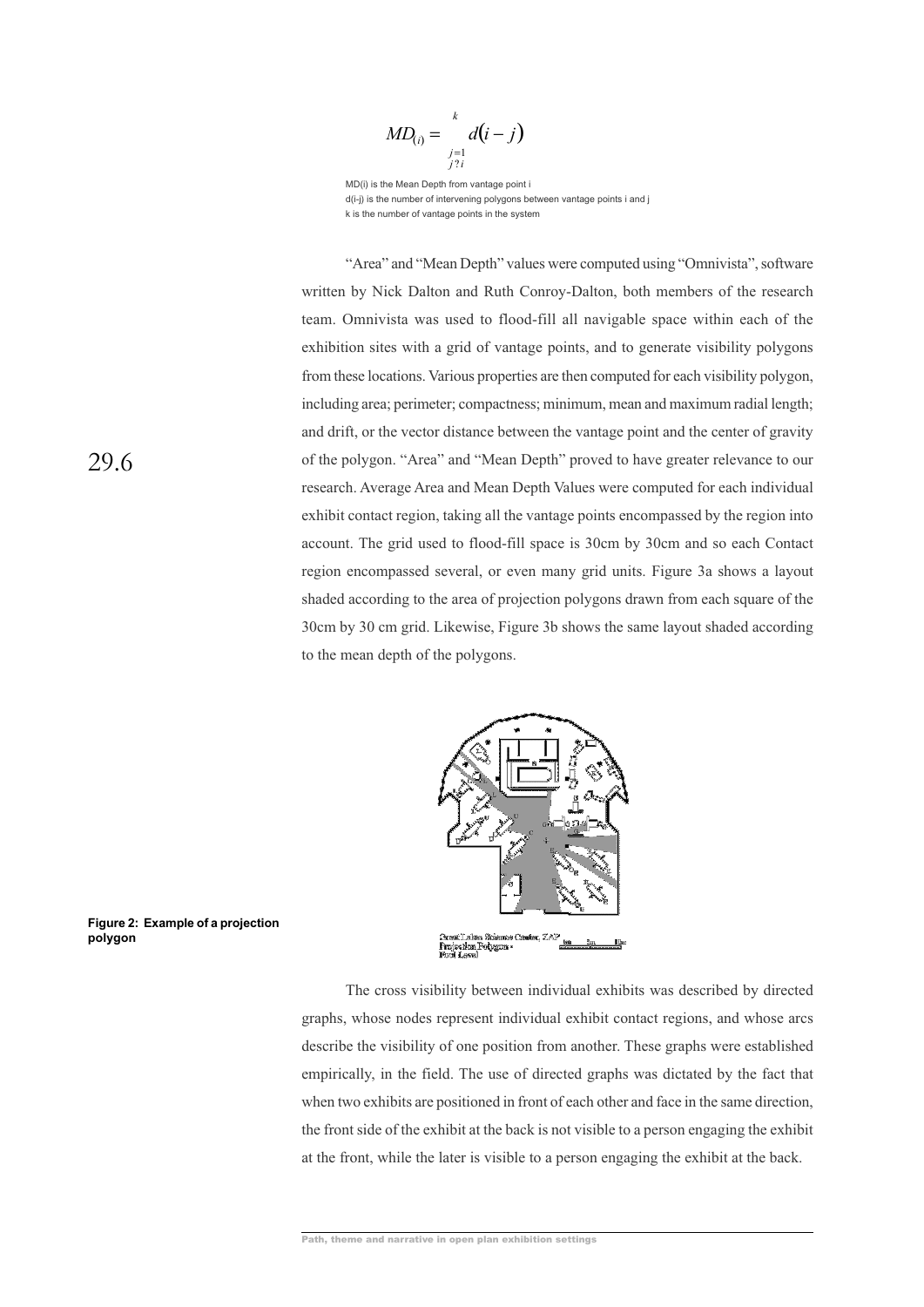$$MD_{(i)} = \sum_{\substack{j=1 \\ j \neq i}}^{k} d(i-j)$$

MD(i) is the Mean Depth from vantage point i
d(i-j) is the number of intervening polygons between vantage points i and j
k is the number of vantage points in the system

"Area" and "Mean Depth" values were computed using "Omnivista", software written by Nick Dalton and Ruth Conroy-Dalton, both members of the research team. Omnivista was used to flood-fill all navigable space within each of the exhibition sites with a grid of vantage points, and to generate visibility polygons from these locations. Various properties are then computed for each visibility polygon, including area; perimeter; compactness; minimum, mean and maximum radial length; and drift, or the vector distance between the vantage point and the center of gravity of the polygon. "Area" and "Mean Depth" proved to have greater relevance to our research. Average Area and Mean Depth Values were computed for each individual exhibit contact region, taking all the vantage points encompassed by the region into account. The grid used to flood-fill space is 30cm by 30cm and so each Contact region encompassed several, or even many grid units. Figure 3a shows a layout shaded according to the area of projection polygons drawn from each square of the 30cm by 30 cm grid. Likewise, Figure 3b shows the same layout shaded according to the mean depth of the polygons.

**Figure 2: Example of a projection polygon**

The cross visibility between individual exhibits was described by directed graphs, whose nodes represent individual exhibit contact regions, and whose arcs describe the visibility of one position from another. These graphs were established empirically, in the field. The use of directed graphs was dictated by the fact that when two exhibits are positioned in front of each other and face in the same direction, the front side of the exhibit at the back is not visible to a person engaging the exhibit at the front, while the later is visible to a person engaging the exhibit at the back.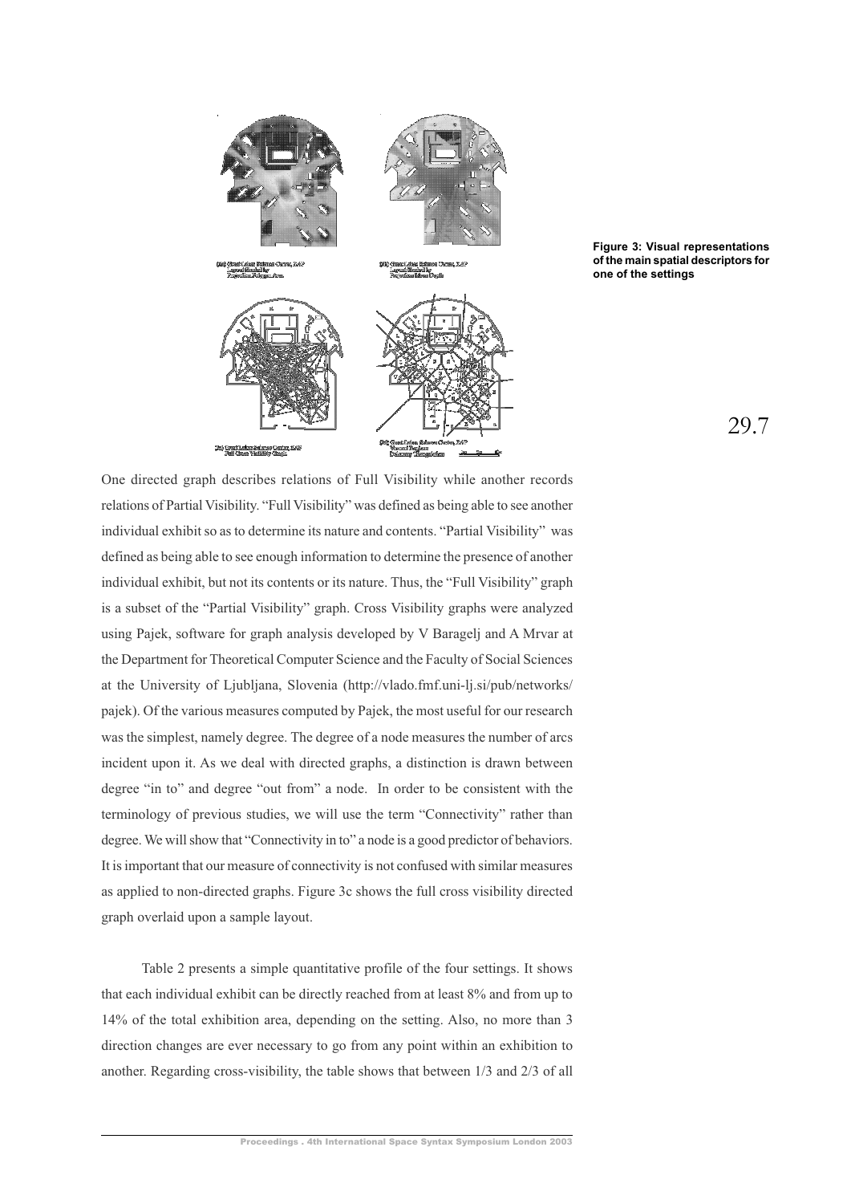Figure 3: Visual representations of the main spatial descriptors for one of the settings

One directed graph describes relations of Full Visibility while another records relations of Partial Visibility. "Full Visibility" was defined as being able to see another individual exhibit so as to determine its nature and contents. "Partial Visibility" was defined as being able to see enough information to determine the presence of another individual exhibit, but not its contents or its nature. Thus, the "Full Visibility" graph is a subset of the "Partial Visibility" graph. Cross Visibility graphs were analyzed using Pajek, software for graph analysis developed by V Baragelj and A Mrvar at the Department for Theoretical Computer Science and the Faculty of Social Sciences at the University of Ljubljana, Slovenia (http://vlado.fmf.uni-lj.si/pub/networks/pajek). Of the various measures computed by Pajek, the most useful for our research was the simplest, namely degree. The degree of a node measures the number of arcs incident upon it. As we deal with directed graphs, a distinction is drawn between degree "in to" and degree "out from" a node. In order to be consistent with the terminology of previous studies, we will use the term "Connectivity" rather than degree. We will show that "Connectivity in to" a node is a good predictor of behaviors. It is important that our measure of connectivity is not confused with similar measures as applied to non-directed graphs. Figure 3c shows the full cross visibility directed graph overlaid upon a sample layout.

Table 2 presents a simple quantitative profile of the four settings. It shows that each individual exhibit can be directly reached from at least 8% and from up to 14% of the total exhibition area, depending on the setting. Also, no more than 3 direction changes are ever necessary to go from any point within an exhibition to another. Regarding cross-visibility, the table shows that between 1/3 and 2/3 of all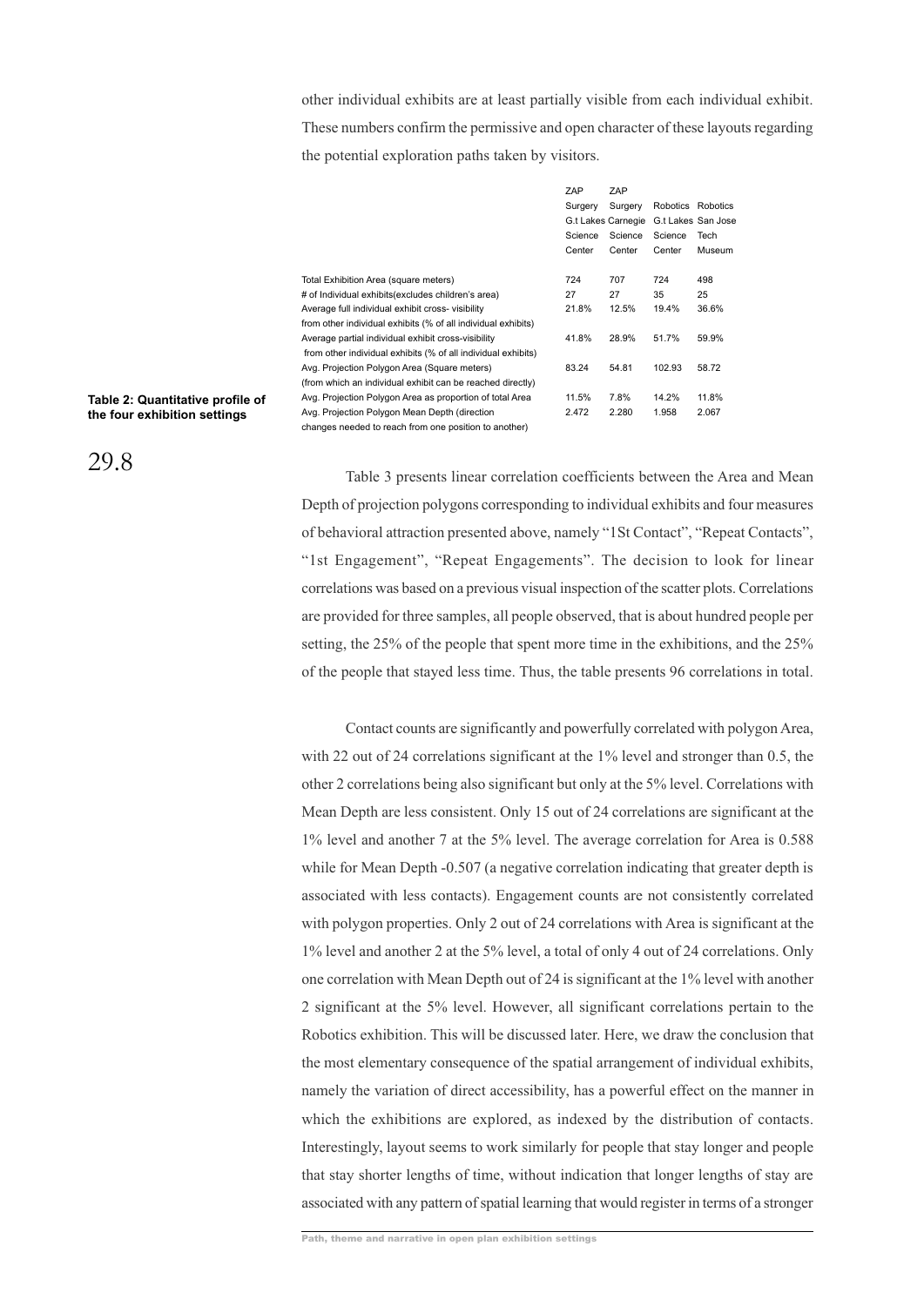other individual exhibits are at least partially visible from each individual exhibit. These numbers confirm the permissive and open character of these layouts regarding the potential exploration paths taken by visitors.

| | ZAP Surgery G.t Lakes Science Center | ZAP Surgery Carnegie Science Center | Robotics G.t Lakes Science Center | Robotics San Jose Tech Museum |
|---|---|---|---|---|
| Total Exhibition Area (square meters) | 724 | 707 | 724 | 498 |
| # of Individual exhibits(excludes children's area) | 27 | 27 | 35 | 25 |
| Average full individual exhibit cross- visibility from other individual exhibits (% of all individual exhibits) | 21.8% | 12.5% | 19.4% | 36.6% |
| Average partial individual exhibit cross-visibility from other individual exhibits (% of all individual exhibits) | 41.8% | 28.9% | 51.7% | 59.9% |
| Avg. Projection Polygon Area (Square meters) (from which an individual exhibit can be reached directly) | 83.24 | 54.81 | 102.93 | 58.72 |
| Avg. Projection Polygon Area as proportion of total Area | 11.5% | 7.8% | 14.2% | 11.8% |
| Avg. Projection Polygon Mean Depth (direction changes needed to reach from one position to another) | 2.472 | 2.280 | 1.958 | 2.067 |

**Table 2: Quantitative profile of the four exhibition settings**

29.8

Table 3 presents linear correlation coefficients between the Area and Mean Depth of projection polygons corresponding to individual exhibits and four measures of behavioral attraction presented above, namely "1St Contact", "Repeat Contacts", "1st Engagement", "Repeat Engagements". The decision to look for linear correlations was based on a previous visual inspection of the scatter plots. Correlations are provided for three samples, all people observed, that is about hundred people per setting, the 25% of the people that spent more time in the exhibitions, and the 25% of the people that stayed less time. Thus, the table presents 96 correlations in total.

Contact counts are significantly and powerfully correlated with polygon Area, with 22 out of 24 correlations significant at the 1% level and stronger than 0.5, the other 2 correlations being also significant but only at the 5% level. Correlations with Mean Depth are less consistent. Only 15 out of 24 correlations are significant at the 1% level and another 7 at the 5% level. The average correlation for Area is 0.588 while for Mean Depth -0.507 (a negative correlation indicating that greater depth is associated with less contacts). Engagement counts are not consistently correlated with polygon properties. Only 2 out of 24 correlations with Area is significant at the 1% level and another 2 at the 5% level, a total of only 4 out of 24 correlations. Only one correlation with Mean Depth out of 24 is significant at the 1% level with another 2 significant at the 5% level. However, all significant correlations pertain to the Robotics exhibition. This will be discussed later. Here, we draw the conclusion that the most elementary consequence of the spatial arrangement of individual exhibits, namely the variation of direct accessibility, has a powerful effect on the manner in which the exhibitions are explored, as indexed by the distribution of contacts. Interestingly, layout seems to work similarly for people that stay longer and people that stay shorter lengths of time, without indication that longer lengths of stay are associated with any pattern of spatial learning that would register in terms of a stronger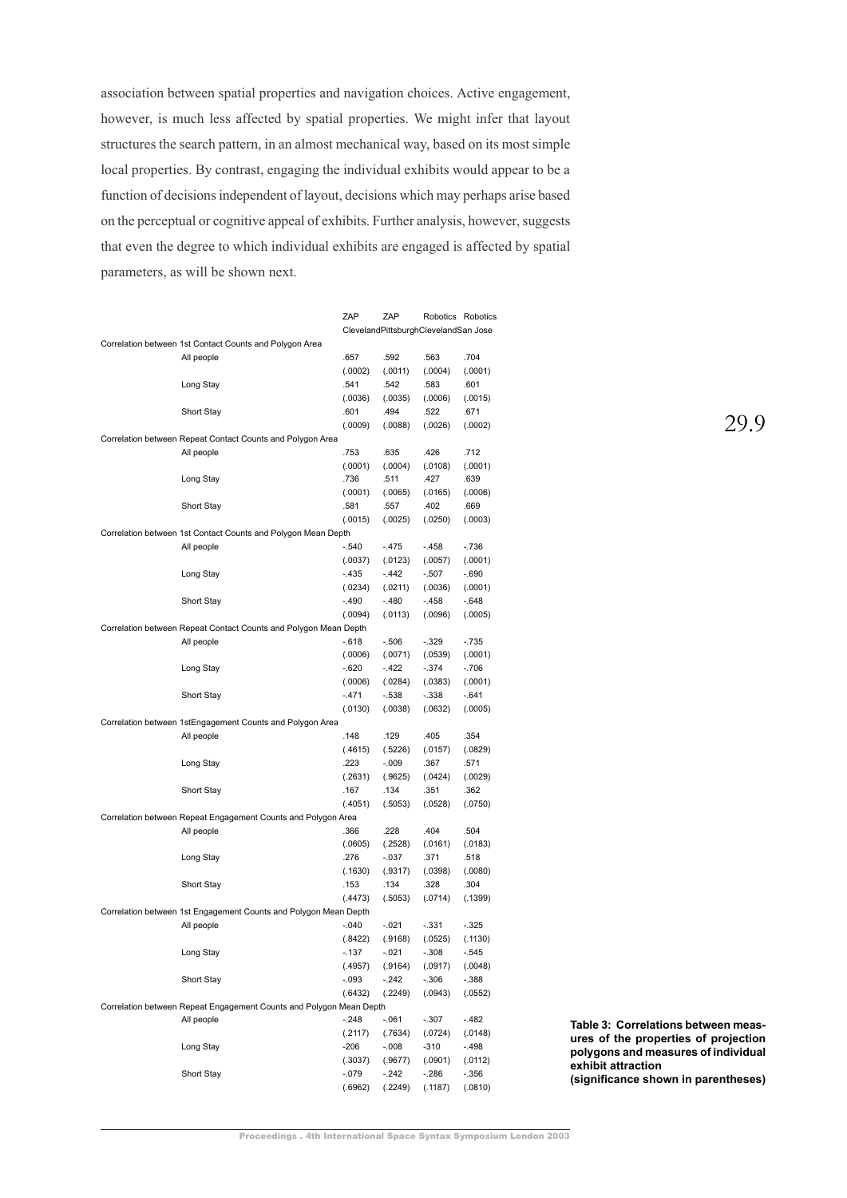association between spatial properties and navigation choices. Active engagement, however, is much less affected by spatial properties. We might infer that layout structures the search pattern, in an almost mechanical way, based on its most simple local properties. By contrast, engaging the individual exhibits would appear to be a function of decisions independent of layout, decisions which may perhaps arise based on the perceptual or cognitive appeal of exhibits. Further analysis, however, suggests that even the degree to which individual exhibits are engaged is affected by spatial parameters, as will be shown next.

| | ZAP Cleveland | ZAP Pittsburgh | Robotics Cleveland | Robotics San Jose |
|---|---|---|---|---|
| **Correlation between 1st Contact Counts and Polygon Area** | | | | |
| All people | .657 | .592 | .563 | .704 |
| | (.0002) | (.0011) | (.0004) | (.0001) |
| Long Stay | .541 | .542 | .583 | .601 |
| | (.0036) | (.0035) | (.0006) | (.0015) |
| Short Stay | .601 | .494 | .522 | .671 |
| | (.0009) | (.0088) | (.0026) | (.0002) |
| **Correlation between Repeat Contact Counts and Polygon Area** | | | | |
| All people | .753 | .635 | .426 | .712 |
| | (.0001) | (.0004) | (.0108) | (.0001) |
| Long Stay | .736 | .511 | .427 | .639 |
| | (.0001) | (.0065) | (.0165) | (.0006) |
| Short Stay | .581 | .557 | .402 | .669 |
| | (.0015) | (.0025) | (.0250) | (.0003) |
| **Correlation between 1st Contact Counts and Polygon Mean Depth** | | | | |
| All people | -.540 | -.475 | -.458 | -.736 |
| | (.0037) | (.0123) | (.0057) | (.0001) |
| Long Stay | -.435 | -.442 | -.507 | -.690 |
| | (.0234) | (.0211) | (.0036) | (.0001) |
| Short Stay | -.490 | -.480 | -.458 | -.648 |
| | (.0094) | (.0113) | (.0096) | (.0005) |
| **Correlation between Repeat Contact Counts and Polygon Mean Depth** | | | | |
| All people | -.618 | -.506 | -.329 | -.735 |
| | (.0006) | (.0071) | (.0539) | (.0001) |
| Long Stay | -.620 | -.422 | -.374 | -.706 |
| | (.0006) | (.0284) | (.0383) | (.0001) |
| Short Stay | -.471 | -.538 | -.338 | -.641 |
| | (.0130) | (.0038) | (.0632) | (.0005) |
| **Correlation between 1stEngagement Counts and Polygon Area** | | | | |
| All people | .148 | .129 | .405 | .354 |
| | (.4615) | (.5226) | (.0157) | (.0829) |
| Long Stay | .223 | -.009 | .367 | .571 |
| | (.2631) | (.9625) | (.0424) | (.0029) |
| Short Stay | .167 | .134 | .351 | .362 |
| | (.4051) | (.5053) | (.0528) | (.0750) |
| **Correlation between Repeat Engagement Counts and Polygon Area** | | | | |
| All people | .366 | .228 | .404 | .504 |
| | (.0605) | (.2528) | (.0161) | (.0183) |
| Long Stay | .276 | -.037 | .371 | .518 |
| | (.1630) | (.9317) | (.0398) | (.0080) |
| Short Stay | .153 | .134 | .328 | .304 |
| | (.4473) | (.5053) | (.0714) | (.1399) |
| **Correlation between 1st Engagement Counts and Polygon Mean Depth** | | | | |
| All people | -.040 | -.021 | -.331 | -.325 |
| | (.8422) | (.9168) | (.0525) | (.1130) |
| Long Stay | -.137 | -.021 | -.308 | -.545 |
| | (.4957) | (.9164) | (.0917) | (.0048) |
| Short Stay | -.093 | -.242 | -.306 | -.388 |
| | (.6432) | (.2249) | (.0943) | (.0552) |
| **Correlation between Repeat Engagement Counts and Polygon Mean Depth** | | | | |
| All people | -.248 | -.061 | -.307 | -.482 |
| | (.2117) | (.7634) | (.0724) | (.0148) |
| Long Stay | -206 | -.008 | -310 | -.498 |
| | (.3037) | (.9677) | (.0901) | (.0112) |
| Short Stay | -.079 | -.242 | -.286 | -.356 |
| | (.6962) | (.2249) | (.1187) | (.0810) |

**Table 3: Correlations between measures of the properties of projection polygons and measures of individual exhibit attraction (significance shown in parentheses)**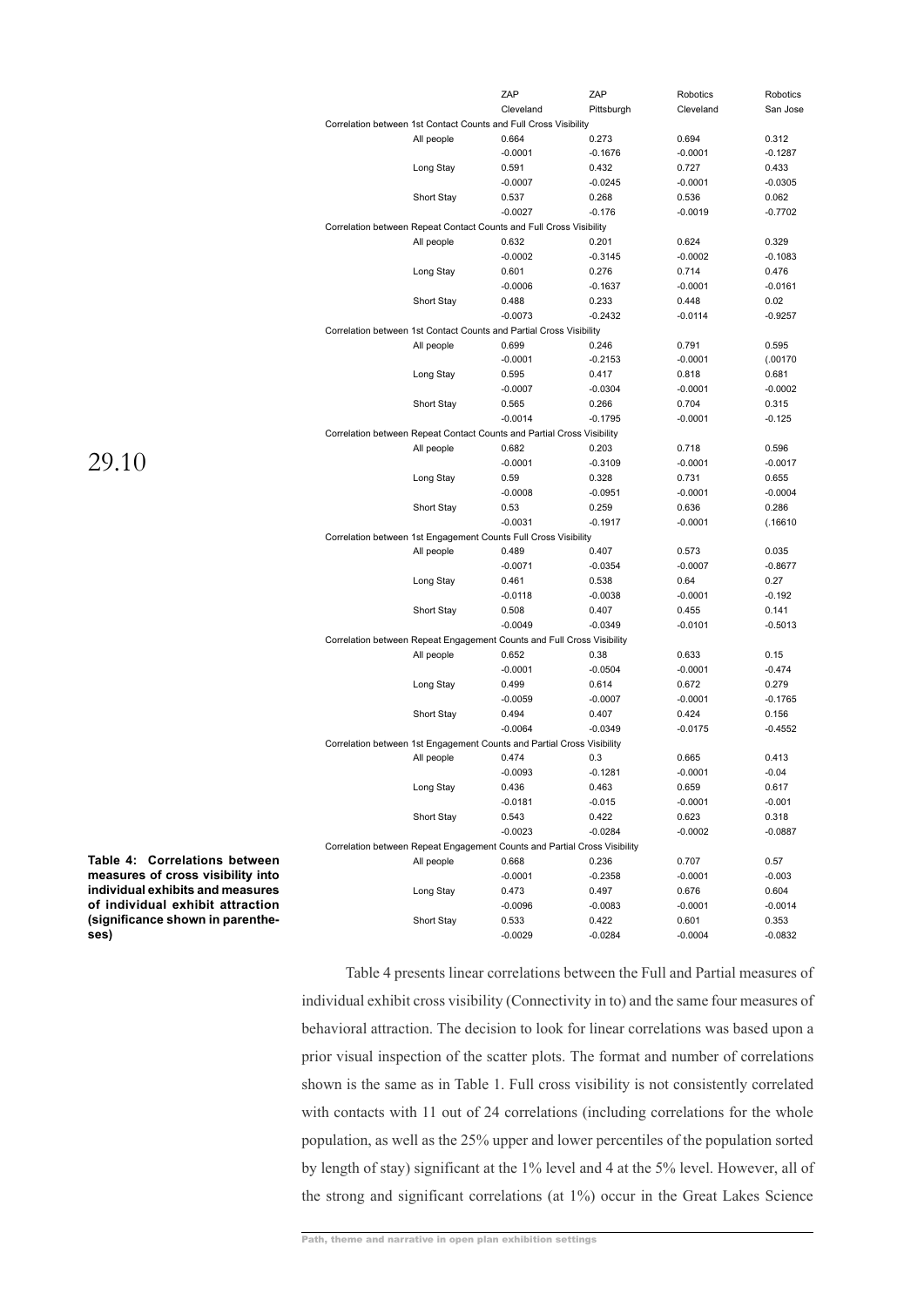| | | ZAP Cleveland | ZAP Pittsburgh | Robotics Cleveland | Robotics San Jose |
|---|---|---|---|---|---|
| Correlation between 1st Contact Counts and Full Cross Visibility | | | | | |
| | All people | 0.664 | 0.273 | 0.694 | 0.312 |
| | | -0.0001 | -0.1676 | -0.0001 | -0.1287 |
| | Long Stay | 0.591 | 0.432 | 0.727 | 0.433 |
| | | -0.0007 | -0.0245 | -0.0001 | -0.0305 |
| | Short Stay | 0.537 | 0.268 | 0.536 | 0.062 |
| | | -0.0027 | -0.176 | -0.0019 | -0.7702 |
| Correlation between Repeat Contact Counts and Full Cross Visibility | | | | | |
| | All people | 0.632 | 0.201 | 0.624 | 0.329 |
| | | -0.0002 | -0.3145 | -0.0002 | -0.1083 |
| | Long Stay | 0.601 | 0.276 | 0.714 | 0.476 |
| | | -0.0006 | -0.1637 | -0.0001 | -0.0161 |
| | Short Stay | 0.488 | 0.233 | 0.448 | 0.02 |
| | | -0.0073 | -0.2432 | -0.0114 | -0.9257 |
| Correlation between 1st Contact Counts and Partial Cross Visibility | | | | | |
| | All people | 0.699 | 0.246 | 0.791 | 0.595 |
| | | -0.0001 | -0.2153 | -0.0001 | (.00170 |
| | Long Stay | 0.595 | 0.417 | 0.818 | 0.681 |
| | | -0.0007 | -0.0304 | -0.0001 | -0.0002 |
| | Short Stay | 0.565 | 0.266 | 0.704 | 0.315 |
| | | -0.0014 | -0.1795 | -0.0001 | -0.125 |
| Correlation between Repeat Contact Counts and Partial Cross Visibility | | | | | |
| | All people | 0.682 | 0.203 | 0.718 | 0.596 |
| | | -0.0001 | -0.3109 | -0.0001 | -0.0017 |
| | Long Stay | 0.59 | 0.328 | 0.731 | 0.655 |
| | | -0.0008 | -0.0951 | -0.0001 | -0.0004 |
| | Short Stay | 0.53 | 0.259 | 0.636 | 0.286 |
| | | -0.0031 | -0.1917 | -0.0001 | (.16610 |
| Correlation between 1st Engagement Counts Full Cross Visibility | | | | | |
| | All people | 0.489 | 0.407 | 0.573 | 0.035 |
| | | -0.0071 | -0.0354 | -0.0007 | -0.8677 |
| | Long Stay | 0.461 | 0.538 | 0.64 | 0.27 |
| | | -0.0118 | -0.0038 | -0.0001 | -0.192 |
| | Short Stay | 0.508 | 0.407 | 0.455 | 0.141 |
| | | -0.0049 | -0.0349 | -0.0101 | -0.5013 |
| Correlation between Repeat Engagement Counts and Full Cross Visibility | | | | | |
| | All people | 0.652 | 0.38 | 0.633 | 0.15 |
| | | -0.0001 | -0.0504 | -0.0001 | -0.474 |
| | Long Stay | 0.499 | 0.614 | 0.672 | 0.279 |
| | | -0.0059 | -0.0007 | -0.0001 | -0.1765 |
| | Short Stay | 0.494 | 0.407 | 0.424 | 0.156 |
| | | -0.0064 | -0.0349 | -0.0175 | -0.4552 |
| Correlation between 1st Engagement Counts and Partial Cross Visibility | | | | | |
| | All people | 0.474 | 0.3 | 0.665 | 0.413 |
| | | -0.0093 | -0.1281 | -0.0001 | -0.04 |
| | Long Stay | 0.436 | 0.463 | 0.659 | 0.617 |
| | | -0.0181 | -0.015 | -0.0001 | -0.001 |
| | Short Stay | 0.543 | 0.422 | 0.623 | 0.318 |
| | | -0.0023 | -0.0284 | -0.0002 | -0.0887 |
| Correlation between Repeat Engagement Counts and Partial Cross Visibility | | | | | |
| | All people | 0.668 | 0.236 | 0.707 | 0.57 |
| | | -0.0001 | -0.2358 | -0.0001 | -0.003 |
| | Long Stay | 0.473 | 0.497 | 0.676 | 0.604 |
| | | -0.0096 | -0.0083 | -0.0001 | -0.0014 |
| | Short Stay | 0.533 | 0.422 | 0.601 | 0.353 |
| | | -0.0029 | -0.0284 | -0.0004 | -0.0832 |

**Table 4: Correlations between measures of cross visibility into individual exhibits and measures of individual exhibit attraction (significance shown in parentheses)**

Table 4 presents linear correlations between the Full and Partial measures of individual exhibit cross visibility (Connectivity in to) and the same four measures of behavioral attraction. The decision to look for linear correlations was based upon a prior visual inspection of the scatter plots. The format and number of correlations shown is the same as in Table 1. Full cross visibility is not consistently correlated with contacts with 11 out of 24 correlations (including correlations for the whole population, as well as the 25% upper and lower percentiles of the population sorted by length of stay) significant at the 1% level and 4 at the 5% level. However, all of the strong and significant correlations (at 1%) occur in the Great Lakes Science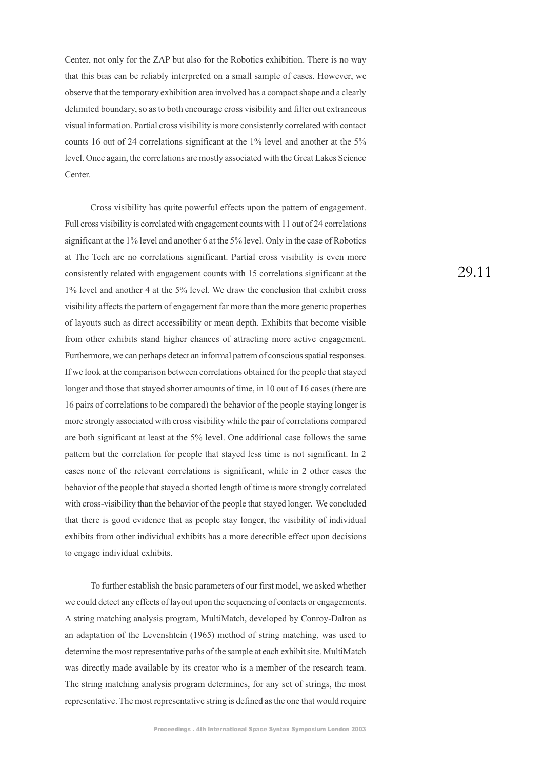Center, not only for the ZAP but also for the Robotics exhibition. There is no way that this bias can be reliably interpreted on a small sample of cases. However, we observe that the temporary exhibition area involved has a compact shape and a clearly delimited boundary, so as to both encourage cross visibility and filter out extraneous visual information. Partial cross visibility is more consistently correlated with contact counts 16 out of 24 correlations significant at the 1% level and another at the 5% level. Once again, the correlations are mostly associated with the Great Lakes Science Center.

Cross visibility has quite powerful effects upon the pattern of engagement. Full cross visibility is correlated with engagement counts with 11 out of 24 correlations significant at the 1% level and another 6 at the 5% level. Only in the case of Robotics at The Tech are no correlations significant. Partial cross visibility is even more consistently related with engagement counts with 15 correlations significant at the 1% level and another 4 at the 5% level. We draw the conclusion that exhibit cross visibility affects the pattern of engagement far more than the more generic properties of layouts such as direct accessibility or mean depth. Exhibits that become visible from other exhibits stand higher chances of attracting more active engagement. Furthermore, we can perhaps detect an informal pattern of conscious spatial responses. If we look at the comparison between correlations obtained for the people that stayed longer and those that stayed shorter amounts of time, in 10 out of 16 cases (there are 16 pairs of correlations to be compared) the behavior of the people staying longer is more strongly associated with cross visibility while the pair of correlations compared are both significant at least at the 5% level. One additional case follows the same pattern but the correlation for people that stayed less time is not significant. In 2 cases none of the relevant correlations is significant, while in 2 other cases the behavior of the people that stayed a shorted length of time is more strongly correlated with cross-visibility than the behavior of the people that stayed longer. We concluded that there is good evidence that as people stay longer, the visibility of individual exhibits from other individual exhibits has a more detectible effect upon decisions to engage individual exhibits.

To further establish the basic parameters of our first model, we asked whether we could detect any effects of layout upon the sequencing of contacts or engagements. A string matching analysis program, MultiMatch, developed by Conroy-Dalton as an adaptation of the Levenshtein (1965) method of string matching, was used to determine the most representative paths of the sample at each exhibit site. MultiMatch was directly made available by its creator who is a member of the research team. The string matching analysis program determines, for any set of strings, the most representative. The most representative string is defined as the one that would require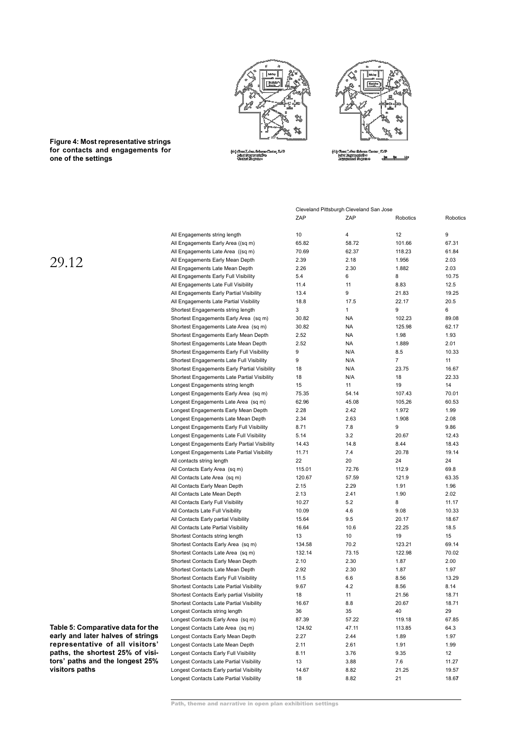**Figure 4: Most representative strings for contacts and engagements for one of the settings**

|  | Cleveland ZAP | Pittsburgh ZAP | Cleveland Robotics | San Jose Robotics |
|---|---|---|---|---|
| All Engagements string length | 10 | 4 | 12 | 9 |
| All Engagements Early Area ((sq m) | 65.82 | 58.72 | 101.66 | 67.31 |
| All Engagements Late Area ((sq m) | 70.69 | 62.37 | 118.23 | 61.84 |
| All Engagements Early Mean Depth | 2.39 | 2.18 | 1.956 | 2.03 |
| All Engagements Late Mean Depth | 2.26 | 2.30 | 1.882 | 2.03 |
| All Engagements Early Full Visibility | 5.4 | 6 | 8 | 10.75 |
| All Engagements Late Full Visibility | 11.4 | 11 | 8.83 | 12.5 |
| All Engagements Early Partial Visibility | 13.4 | 9 | 21.83 | 19.25 |
| All Engagements Late Partial Visibility | 18.8 | 17.5 | 22.17 | 20.5 |
| Shortest Engagements string length | 3 | 1 | 9 | 6 |
| Shortest Engagements Early Area (sq m) | 30.82 | NA | 102.23 | 89.08 |
| Shortest Engagements Late Area (sq m) | 30.82 | NA | 125.98 | 62.17 |
| Shortest Engagements Early Mean Depth | 2.52 | NA | 1.98 | 1.93 |
| Shortest Engagements Late Mean Depth | 2.52 | NA | 1.889 | 2.01 |
| Shortest Engagements Early Full Visibility | 9 | N/A | 8.5 | 10.33 |
| Shortest Engagements Late Full Visibility | 9 | N/A | 7 | 11 |
| Shortest Engagements Early Partial Visibility | 18 | N/A | 23.75 | 16.67 |
| Shortest Engagements Late Partial Visibility | 18 | N/A | 18 | 22.33 |
| Longest Engagements string length | 15 | 11 | 19 | 14 |
| Longest Engagements Early Area (sq m) | 75.35 | 54.14 | 107.43 | 70.01 |
| Longest Engagements Late Area (sq m) | 62.96 | 45.08 | 105,26 | 60.53 |
| Longest Engagements Early Mean Depth | 2.28 | 2.42 | 1.972 | 1.99 |
| Longest Engagements Late Mean Depth | 2.34 | 2.63 | 1.908 | 2.08 |
| Longest Engagements Early Full Visibility | 8.71 | 7.8 | 9 | 9.86 |
| Longest Engagements Late Full Visibility | 5.14 | 3.2 | 20.67 | 12.43 |
| Longest Engagements Early Partial Visibility | 14.43 | 14.8 | 8.44 | 18.43 |
| Longest Engagements Late Partial Visibility | 11.71 | 7.4 | 20.78 | 19.14 |
| All contacts string length | 22 | 20 | 24 | 24 |
| All Contacts Early Area (sq m) | 115.01 | 72.76 | 112.9 | 69.8 |
| All Contacts Late Area (sq m) | 120.67 | 57.59 | 121.9 | 63.35 |
| All Contacts Early Mean Depth | 2.15 | 2.29 | 1.91 | 1.96 |
| All Contacts Late Mean Depth | 2.13 | 2.41 | 1.90 | 2.02 |
| All Contacts Early Full Visibility | 10.27 | 5.2 | 8 | 11.17 |
| All Contacts Late Full Visibility | 10.09 | 4.6 | 9.08 | 10.33 |
| All Contacts Early partial Visibility | 15.64 | 9.5 | 20.17 | 18.67 |
| All Contacts Late Partial Visibility | 16.64 | 10.6 | 22.25 | 18.5 |
| Shortest Contacts string length | 13 | 10 | 19 | 15 |
| Shortest Contacts Early Area (sq m) | 134.58 | 70.2 | 123.21 | 69.14 |
| Shortest Contacts Late Area (sq m) | 132.14 | 73.15 | 122.98 | 70.02 |
| Shortest Contacts Early Mean Depth | 2.10 | 2.30 | 1.87 | 2.00 |
| Shortest Contacts Late Mean Depth | 2.92 | 2.30 | 1.87 | 1.97 |
| Shortest Contacts Early Full Visibility | 11.5 | 6.6 | 8.56 | 13.29 |
| Shortest Contacts Late Partial Visibility | 9.67 | 4.2 | 8.56 | 8.14 |
| Shortest Contacts Early partial Visibility | 18 | 11 | 21.56 | 18.71 |
| Shortest Contacts Late Partial Visibility | 16.67 | 8.8 | 20.67 | 18.71 |
| Longest Contacts string length | 36 | 35 | 40 | 29 |
| Longest Contacts Early Area (sq m) | 87.39 | 57.22 | 119.18 | 67.85 |
| Longest Contacts Late Area (sq m) | 124.92 | 47.11 | 113.85 | 64.3 |
| Longest Contacts Early Mean Depth | 2.27 | 2.44 | 1.89 | 1.97 |
| Longest Contacts Late Mean Depth | 2.11 | 2.61 | 1.91 | 1.99 |
| Longest Contacts Early Full Visibility | 8.11 | 3.76 | 9.35 | 12 |
| Longest Contacts Late Partial Visibility | 13 | 3.88 | 7.6 | 11.27 |
| Longest Contacts Early partial Visibility | 14.67 | 8.82 | 21.25 | 19.57 |
| Longest Contacts Late Partial Visibility | 18 | 8.82 | 21 | 18.67 |

**Table 5: Comparative data for the early and later halves of strings representative of all visitors' paths, the shortest 25% of visitors' paths and the longest 25% visitors paths**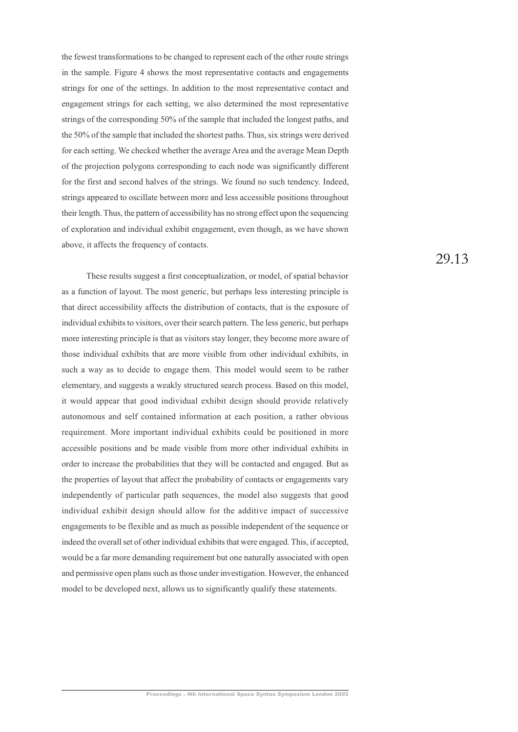the fewest transformations to be changed to represent each of the other route strings in the sample. Figure 4 shows the most representative contacts and engagements strings for one of the settings. In addition to the most representative contact and engagement strings for each setting, we also determined the most representative strings of the corresponding 50% of the sample that included the longest paths, and the 50% of the sample that included the shortest paths. Thus, six strings were derived for each setting. We checked whether the average Area and the average Mean Depth of the projection polygons corresponding to each node was significantly different for the first and second halves of the strings. We found no such tendency. Indeed, strings appeared to oscillate between more and less accessible positions throughout their length. Thus, the pattern of accessibility has no strong effect upon the sequencing of exploration and individual exhibit engagement, even though, as we have shown above, it affects the frequency of contacts.

These results suggest a first conceptualization, or model, of spatial behavior as a function of layout. The most generic, but perhaps less interesting principle is that direct accessibility affects the distribution of contacts, that is the exposure of individual exhibits to visitors, over their search pattern. The less generic, but perhaps more interesting principle is that as visitors stay longer, they become more aware of those individual exhibits that are more visible from other individual exhibits, in such a way as to decide to engage them. This model would seem to be rather elementary, and suggests a weakly structured search process. Based on this model, it would appear that good individual exhibit design should provide relatively autonomous and self contained information at each position, a rather obvious requirement. More important individual exhibits could be positioned in more accessible positions and be made visible from more other individual exhibits in order to increase the probabilities that they will be contacted and engaged. But as the properties of layout that affect the probability of contacts or engagements vary independently of particular path sequences, the model also suggests that good individual exhibit design should allow for the additive impact of successive engagements to be flexible and as much as possible independent of the sequence or indeed the overall set of other individual exhibits that were engaged. This, if accepted, would be a far more demanding requirement but one naturally associated with open and permissive open plans such as those under investigation. However, the enhanced model to be developed next, allows us to significantly qualify these statements.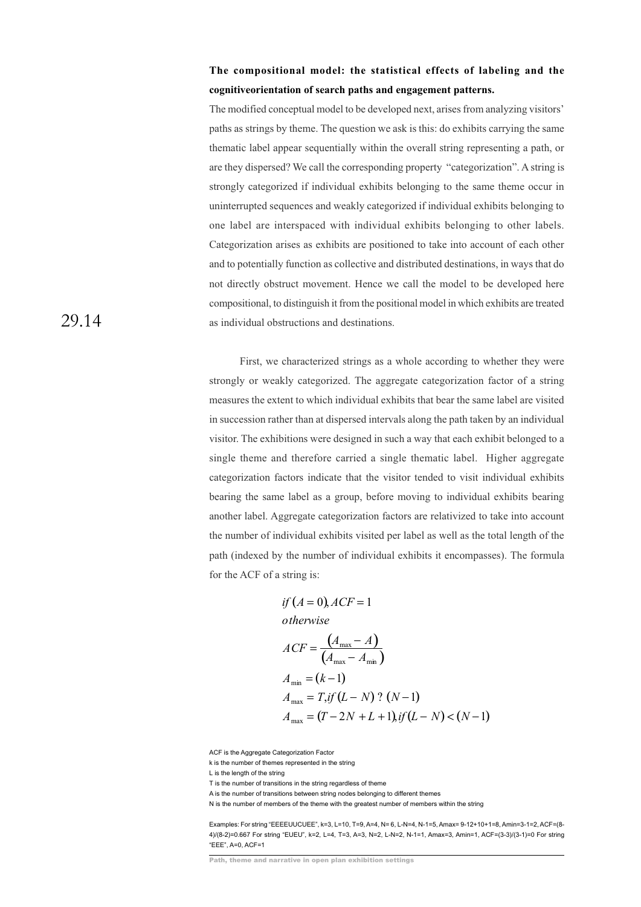**The compositional model: the statistical effects of labeling and the cognitiveorientation of search paths and engagement patterns.**

The modified conceptual model to be developed next, arises from analyzing visitors' paths as strings by theme. The question we ask is this: do exhibits carrying the same thematic label appear sequentially within the overall string representing a path, or are they dispersed? We call the corresponding property "categorization". A string is strongly categorized if individual exhibits belonging to the same theme occur in uninterrupted sequences and weakly categorized if individual exhibits belonging to one label are interspaced with individual exhibits belonging to other labels. Categorization arises as exhibits are positioned to take into account of each other and to potentially function as collective and distributed destinations, in ways that do not directly obstruct movement. Hence we call the model to be developed here compositional, to distinguish it from the positional model in which exhibits are treated as individual obstructions and destinations.

29.14

First, we characterized strings as a whole according to whether they were strongly or weakly categorized. The aggregate categorization factor of a string measures the extent to which individual exhibits that bear the same label are visited in succession rather than at dispersed intervals along the path taken by an individual visitor. The exhibitions were designed in such a way that each exhibit belonged to a single theme and therefore carried a single thematic label. Higher aggregate categorization factors indicate that the visitor tended to visit individual exhibits bearing the same label as a group, before moving to individual exhibits bearing another label. Aggregate categorization factors are relativized to take into account the number of individual exhibits visited per label as well as the total length of the path (indexed by the number of individual exhibits it encompasses). The formula for the ACF of a string is:

$$
\begin{aligned}
&if\ (A = 0), ACF = 1 \\
&otherwise \\
&ACF = \frac{(A_{\max} - A)}{(A_{\max} - A_{\min})} \\
&A_{\min} = (k - 1) \\
&A_{\max} = T, if\ (L - N)\ ?\ (N - 1) \\
&A_{\max} = (T - 2N + L + 1), if\ (L - N) < (N - 1)
\end{aligned}
$$

ACF is the Aggregate Categorization Factor
k is the number of themes represented in the string
L is the length of the string
T is the number of transitions in the string regardless of theme
A is the number of transitions between string nodes belonging to different themes
N is the number of members of the theme with the greatest number of members within the string

Examples: For string "EEEEUUCUEE", k=3, L=10, T=9, A=4, N= 6, L-N=4, N-1=5, Amax= 9-12+10+1=8, Amin=3-1=2, ACF=(8-4)/(8-2)=0.667 For string "EUEU", k=2, L=4, T=3, A=3, N=2, L-N=2, N-1=1, Amax=3, Amin=1, ACF=(3-3)/(3-1)=0 For string "EEE", A=0, ACF=1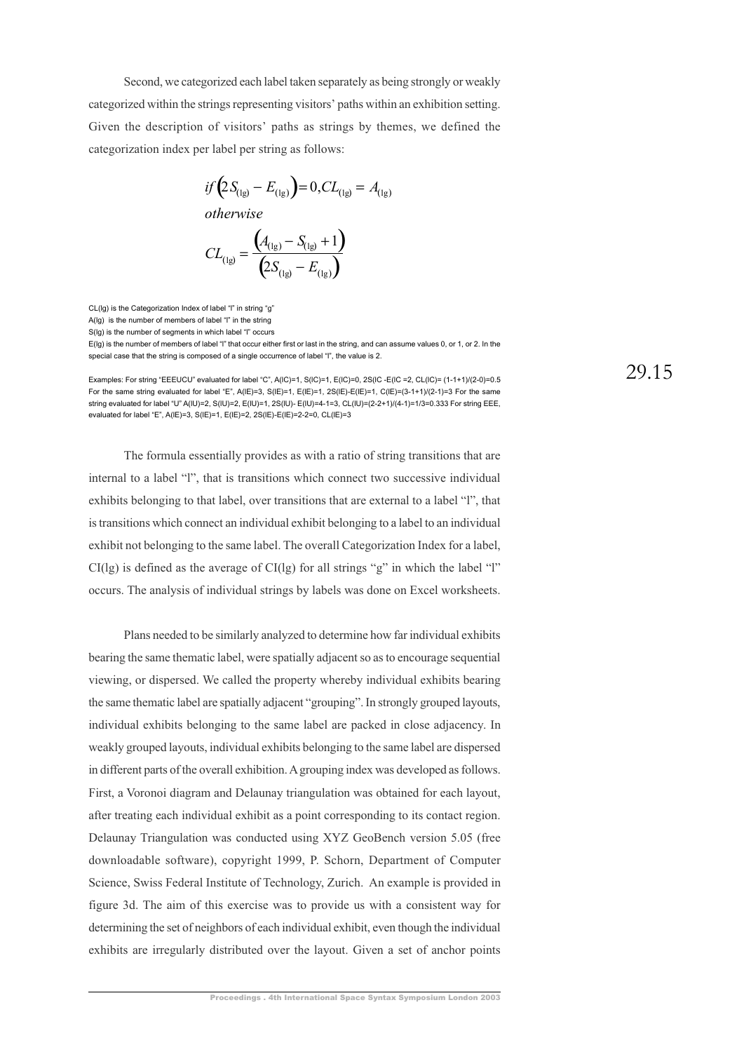Second, we categorized each label taken separately as being strongly or weakly categorized within the strings representing visitors' paths within an exhibition setting. Given the description of visitors' paths as strings by themes, we defined the categorization index per label per string as follows:

$$if \left(2S_{(\mathrm{lg})} - E_{(\mathrm{lg})}\right) = 0, CL_{(\mathrm{lg})} = A_{(\mathrm{lg})}$$

$$otherwise$$

$$CL_{(\mathrm{lg})} = \frac{\left(A_{(\mathrm{lg})} - S_{(\mathrm{lg})} + 1\right)}{\left(2S_{(\mathrm{lg})} - E_{(\mathrm{lg})}\right)}$$

CL(lg) is the Categorization Index of label "l" in string "g"
A(lg) is the number of members of label "l" in the string
S(lg) is the number of segments in which label "l" occurs
E(lg) is the number of members of label "l" that occur either first or last in the string, and can assume values 0, or 1, or 2. In the special case that the string is composed of a single occurrence of label "l", the value is 2.

Examples: For string "EEEUCU" evaluated for label "C", A(lC)=1, S(lC)=1, E(lC)=0, 2S(lC -E(lC =2, CL(lC)= (1-1+1)/(2-0)=0.5 For the same string evaluated for label "E", A(lE)=3, S(lE)=1, E(lE)=1, 2S(lE)-E(lE)=1, C(lE)=(3-1+1)/(2-1)=3 For the same string evaluated for label "U" A(lU)=2, S(lU)=2, E(lU)=1, 2S(lU)- E(lU)=4-1=3, CL(lU)=(2-2+1)/(4-1)=1/3=0.333 For string EEE, evaluated for label "E", A(lE)=3, S(lE)=1, E(lE)=2, 2S(lE)-E(lE)=2-2=0, CL(lE)=3

The formula essentially provides as with a ratio of string transitions that are internal to a label "l", that is transitions which connect two successive individual exhibits belonging to that label, over transitions that are external to a label "l", that is transitions which connect an individual exhibit belonging to a label to an individual exhibit not belonging to the same label. The overall Categorization Index for a label, CI(lg) is defined as the average of CI(lg) for all strings "g" in which the label "l" occurs. The analysis of individual strings by labels was done on Excel worksheets.

Plans needed to be similarly analyzed to determine how far individual exhibits bearing the same thematic label, were spatially adjacent so as to encourage sequential viewing, or dispersed. We called the property whereby individual exhibits bearing the same thematic label are spatially adjacent "grouping". In strongly grouped layouts, individual exhibits belonging to the same label are packed in close adjacency. In weakly grouped layouts, individual exhibits belonging to the same label are dispersed in different parts of the overall exhibition. A grouping index was developed as follows. First, a Voronoi diagram and Delaunay triangulation was obtained for each layout, after treating each individual exhibit as a point corresponding to its contact region. Delaunay Triangulation was conducted using XYZ GeoBench version 5.05 (free downloadable software), copyright 1999, P. Schorn, Department of Computer Science, Swiss Federal Institute of Technology, Zurich. An example is provided in figure 3d. The aim of this exercise was to provide us with a consistent way for determining the set of neighbors of each individual exhibit, even though the individual exhibits are irregularly distributed over the layout. Given a set of anchor points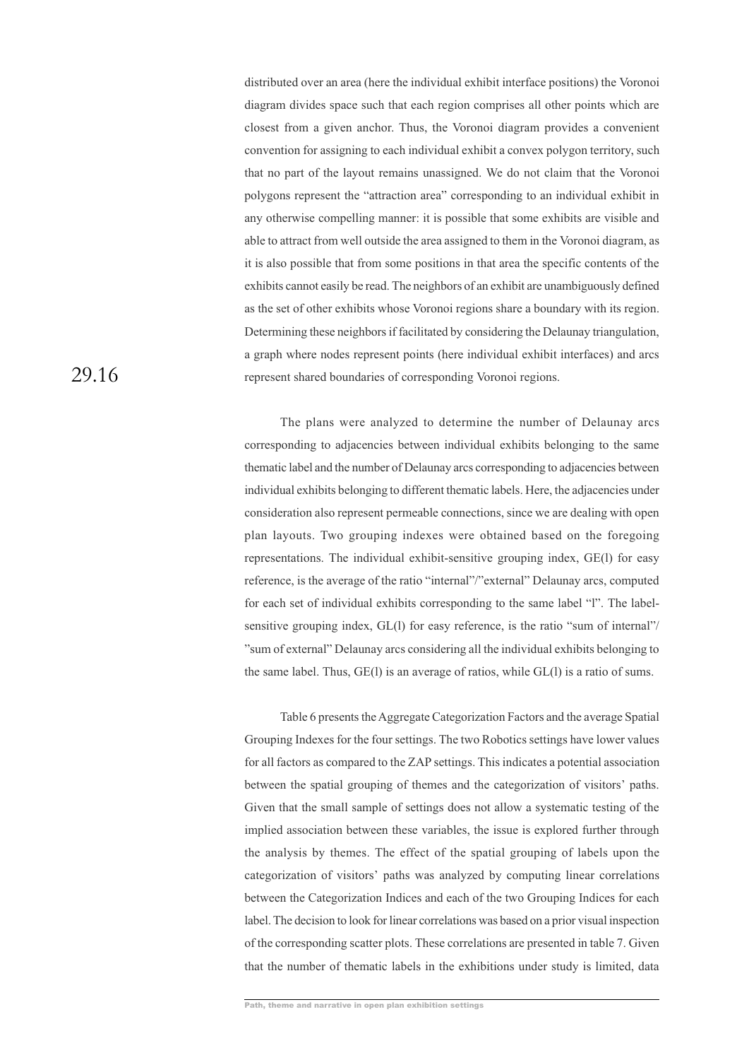distributed over an area (here the individual exhibit interface positions) the Voronoi diagram divides space such that each region comprises all other points which are closest from a given anchor. Thus, the Voronoi diagram provides a convenient convention for assigning to each individual exhibit a convex polygon territory, such that no part of the layout remains unassigned. We do not claim that the Voronoi polygons represent the "attraction area" corresponding to an individual exhibit in any otherwise compelling manner: it is possible that some exhibits are visible and able to attract from well outside the area assigned to them in the Voronoi diagram, as it is also possible that from some positions in that area the specific contents of the exhibits cannot easily be read. The neighbors of an exhibit are unambiguously defined as the set of other exhibits whose Voronoi regions share a boundary with its region. Determining these neighbors if facilitated by considering the Delaunay triangulation, a graph where nodes represent points (here individual exhibit interfaces) and arcs represent shared boundaries of corresponding Voronoi regions.

The plans were analyzed to determine the number of Delaunay arcs corresponding to adjacencies between individual exhibits belonging to the same thematic label and the number of Delaunay arcs corresponding to adjacencies between individual exhibits belonging to different thematic labels. Here, the adjacencies under consideration also represent permeable connections, since we are dealing with open plan layouts. Two grouping indexes were obtained based on the foregoing representations. The individual exhibit-sensitive grouping index, GE(l) for easy reference, is the average of the ratio "internal"/"external" Delaunay arcs, computed for each set of individual exhibits corresponding to the same label "l". The label-sensitive grouping index, GL(l) for easy reference, is the ratio "sum of internal"/ "sum of external" Delaunay arcs considering all the individual exhibits belonging to the same label. Thus, GE(l) is an average of ratios, while GL(l) is a ratio of sums.

Table 6 presents the Aggregate Categorization Factors and the average Spatial Grouping Indexes for the four settings. The two Robotics settings have lower values for all factors as compared to the ZAP settings. This indicates a potential association between the spatial grouping of themes and the categorization of visitors' paths. Given that the small sample of settings does not allow a systematic testing of the implied association between these variables, the issue is explored further through the analysis by themes. The effect of the spatial grouping of labels upon the categorization of visitors' paths was analyzed by computing linear correlations between the Categorization Indices and each of the two Grouping Indices for each label. The decision to look for linear correlations was based on a prior visual inspection of the corresponding scatter plots. These correlations are presented in table 7. Given that the number of thematic labels in the exhibitions under study is limited, data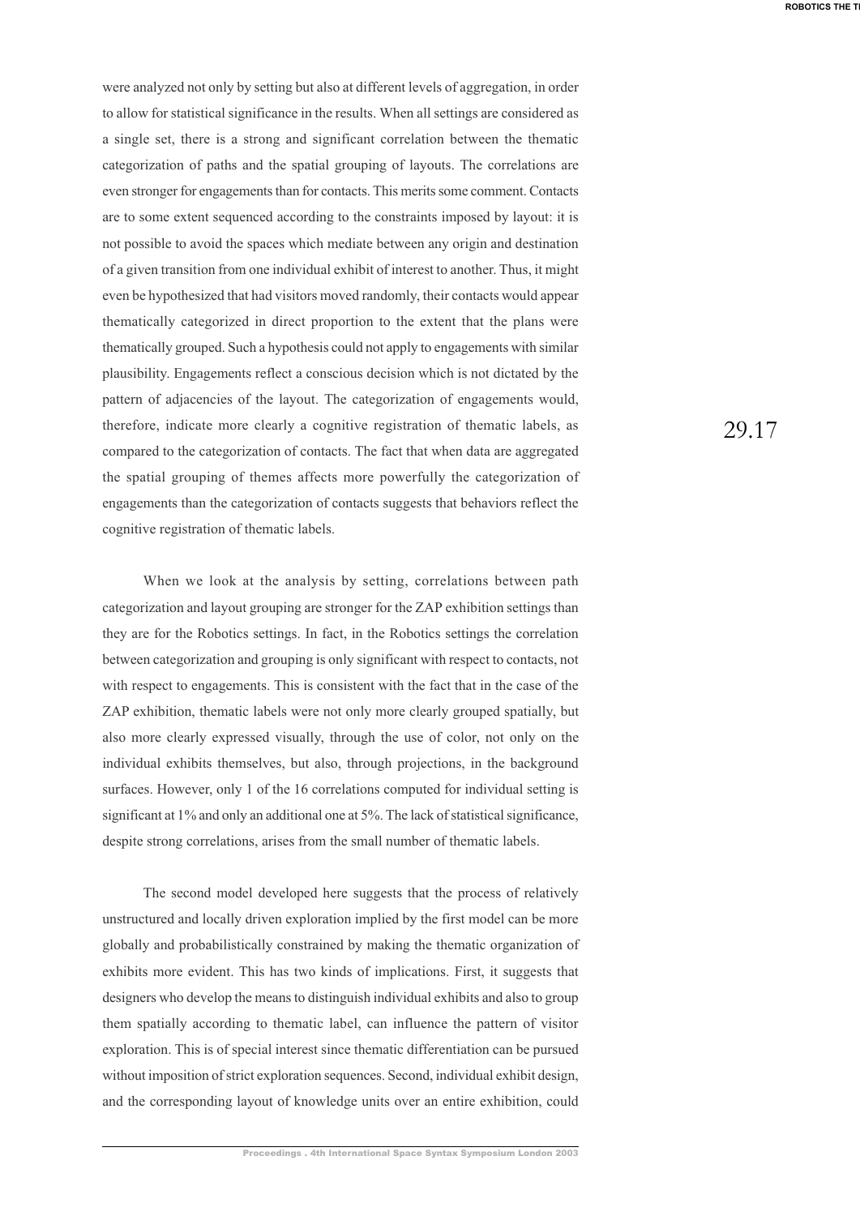were analyzed not only by setting but also at different levels of aggregation, in order to allow for statistical significance in the results. When all settings are considered as a single set, there is a strong and significant correlation between the thematic categorization of paths and the spatial grouping of layouts. The correlations are even stronger for engagements than for contacts. This merits some comment. Contacts are to some extent sequenced according to the constraints imposed by layout: it is not possible to avoid the spaces which mediate between any origin and destination of a given transition from one individual exhibit of interest to another. Thus, it might even be hypothesized that had visitors moved randomly, their contacts would appear thematically categorized in direct proportion to the extent that the plans were thematically grouped. Such a hypothesis could not apply to engagements with similar plausibility. Engagements reflect a conscious decision which is not dictated by the pattern of adjacencies of the layout. The categorization of engagements would, therefore, indicate more clearly a cognitive registration of thematic labels, as compared to the categorization of contacts. The fact that when data are aggregated the spatial grouping of themes affects more powerfully the categorization of engagements than the categorization of contacts suggests that behaviors reflect the cognitive registration of thematic labels.

When we look at the analysis by setting, correlations between path categorization and layout grouping are stronger for the ZAP exhibition settings than they are for the Robotics settings. In fact, in the Robotics settings the correlation between categorization and grouping is only significant with respect to contacts, not with respect to engagements. This is consistent with the fact that in the case of the ZAP exhibition, thematic labels were not only more clearly grouped spatially, but also more clearly expressed visually, through the use of color, not only on the individual exhibits themselves, but also, through projections, in the background surfaces. However, only 1 of the 16 correlations computed for individual setting is significant at 1% and only an additional one at 5%. The lack of statistical significance, despite strong correlations, arises from the small number of thematic labels.

The second model developed here suggests that the process of relatively unstructured and locally driven exploration implied by the first model can be more globally and probabilistically constrained by making the thematic organization of exhibits more evident. This has two kinds of implications. First, it suggests that designers who develop the means to distinguish individual exhibits and also to group them spatially according to thematic label, can influence the pattern of visitor exploration. This is of special interest since thematic differentiation can be pursued without imposition of strict exploration sequences. Second, individual exhibit design, and the corresponding layout of knowledge units over an entire exhibition, could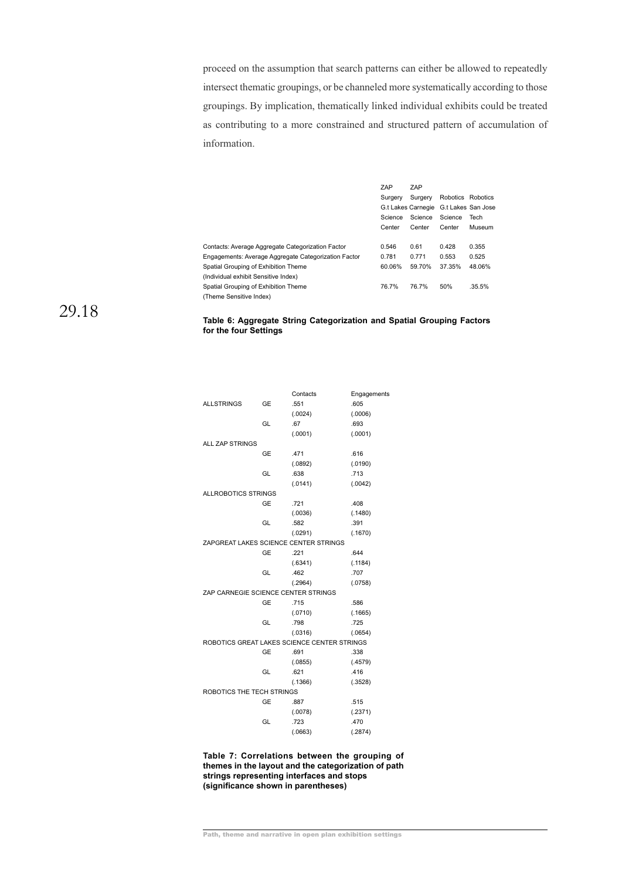proceed on the assumption that search patterns can either be allowed to repeatedly intersect thematic groupings, or be channeled more systematically according to those groupings. By implication, thematically linked individual exhibits could be treated as contributing to a more constrained and structured pattern of accumulation of information.

| | ZAP Surgery G.t Lakes Science Center | ZAP Surgery Carnegie Science Center | Robotics G.t Lakes Science Center | Robotics San Jose Tech Museum |
|---|---|---|---|---|
| Contacts: Average Aggregate Categorization Factor | 0.546 | 0.61 | 0.428 | 0.355 |
| Engagements: Average Aggregate Categorization Factor | 0.781 | 0.771 | 0.553 | 0.525 |
| Spatial Grouping of Exhibition Theme (Individual exhibit Sensitive Index) | 60.06% | 59.70% | 37.35% | 48.06% |
| Spatial Grouping of Exhibition Theme (Theme Sensitive Index) | 76.7% | 76.7% | 50% | .35.5% |

**Table 6: Aggregate String Categorization and Spatial Grouping Factors for the four Settings**

| | | Contacts | Engagements |
|---|---|---|---|
| ALLSTRINGS | GE | .551 | .605 |
| | | (.0024) | (.0006) |
| | GL | .67 | .693 |
| | | (.0001) | (.0001) |
| ALL ZAP STRINGS | | | |
| | GE | .471 | .616 |
| | | (.0892) | (.0190) |
| | GL | .638 | .713 |
| | | (.0141) | (.0042) |
| ALLROBOTICS STRINGS | | | |
| | GE | .721 | .408 |
| | | (.0036) | (.1480) |
| | GL | .582 | .391 |
| | | (.0291) | (.1670) |
| ZAPGREAT LAKES SCIENCE CENTER STRINGS | | | |
| | GE | .221 | .644 |
| | | (.6341) | (.1184) |
| | GL | .462 | .707 |
| | | (.2964) | (.0758) |
| ZAP CARNEGIE SCIENCE CENTER STRINGS | | | |
| | GE | .715 | .586 |
| | | (.0710) | (.1665) |
| | GL | .798 | .725 |
| | | (.0316) | (.0654) |
| ROBOTICS GREAT LAKES SCIENCE CENTER STRINGS | | | |
| | GE | .691 | .338 |
| | | (.0855) | (.4579) |
| | GL | .621 | .416 |
| | | (.1366) | (.3528) |
| ROBOTICS THE TECH STRINGS | | | |
| | GE | .887 | .515 |
| | | (.0078) | (.2371) |
| | GL | .723 | .470 |
| | | (.0663) | (.2874) |

**Table 7: Correlations between the grouping of themes in the layout and the categorization of path strings representing interfaces and stops (significance shown in parentheses)**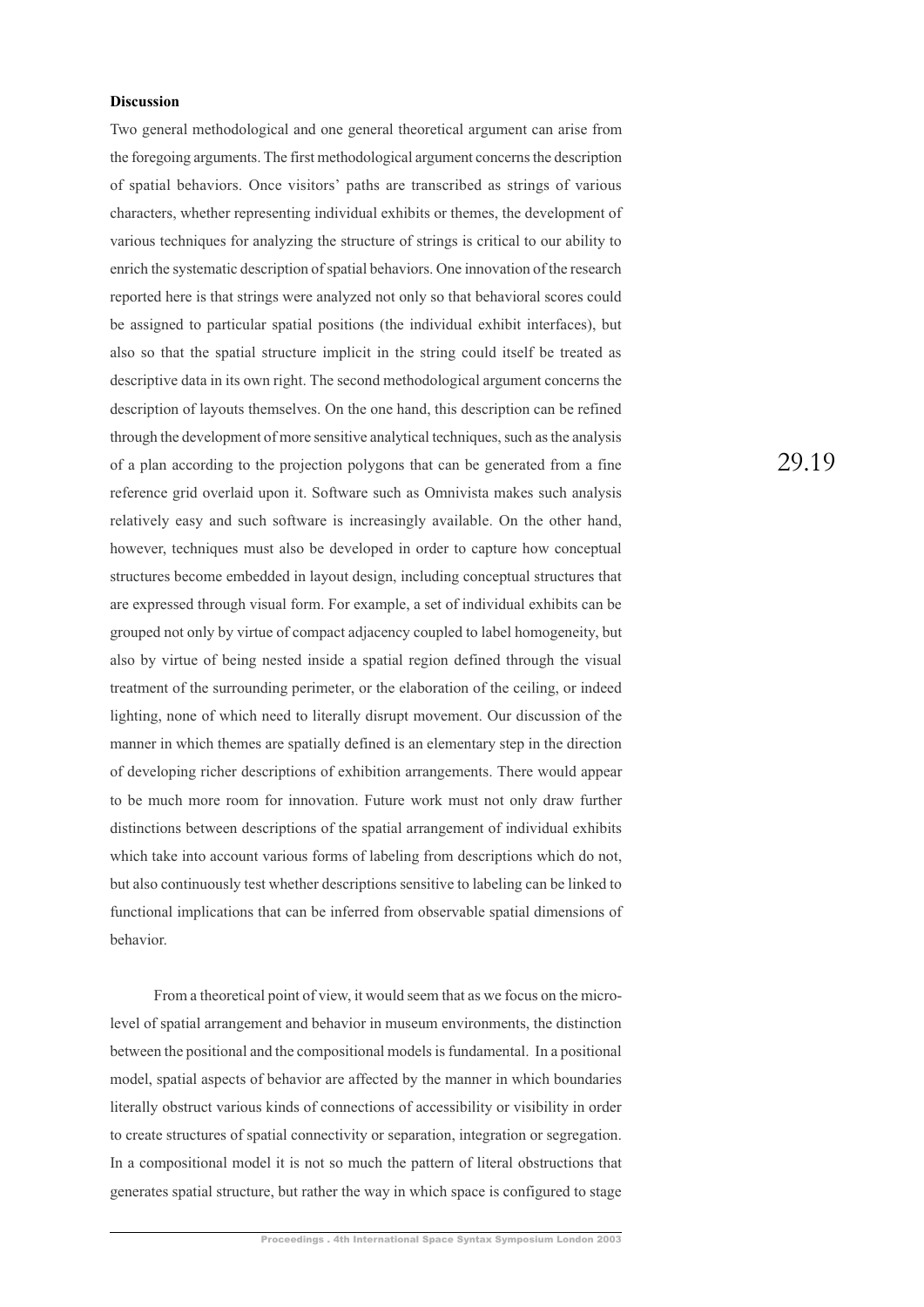**Discussion**

Two general methodological and one general theoretical argument can arise from the foregoing arguments. The first methodological argument concerns the description of spatial behaviors. Once visitors' paths are transcribed as strings of various characters, whether representing individual exhibits or themes, the development of various techniques for analyzing the structure of strings is critical to our ability to enrich the systematic description of spatial behaviors. One innovation of the research reported here is that strings were analyzed not only so that behavioral scores could be assigned to particular spatial positions (the individual exhibit interfaces), but also so that the spatial structure implicit in the string could itself be treated as descriptive data in its own right. The second methodological argument concerns the description of layouts themselves. On the one hand, this description can be refined through the development of more sensitive analytical techniques, such as the analysis of a plan according to the projection polygons that can be generated from a fine reference grid overlaid upon it. Software such as Omnivista makes such analysis relatively easy and such software is increasingly available. On the other hand, however, techniques must also be developed in order to capture how conceptual structures become embedded in layout design, including conceptual structures that are expressed through visual form. For example, a set of individual exhibits can be grouped not only by virtue of compact adjacency coupled to label homogeneity, but also by virtue of being nested inside a spatial region defined through the visual treatment of the surrounding perimeter, or the elaboration of the ceiling, or indeed lighting, none of which need to literally disrupt movement. Our discussion of the manner in which themes are spatially defined is an elementary step in the direction of developing richer descriptions of exhibition arrangements. There would appear to be much more room for innovation. Future work must not only draw further distinctions between descriptions of the spatial arrangement of individual exhibits which take into account various forms of labeling from descriptions which do not, but also continuously test whether descriptions sensitive to labeling can be linked to functional implications that can be inferred from observable spatial dimensions of behavior.

From a theoretical point of view, it would seem that as we focus on the micro-level of spatial arrangement and behavior in museum environments, the distinction between the positional and the compositional models is fundamental. In a positional model, spatial aspects of behavior are affected by the manner in which boundaries literally obstruct various kinds of connections of accessibility or visibility in order to create structures of spatial connectivity or separation, integration or segregation. In a compositional model it is not so much the pattern of literal obstructions that generates spatial structure, but rather the way in which space is configured to stage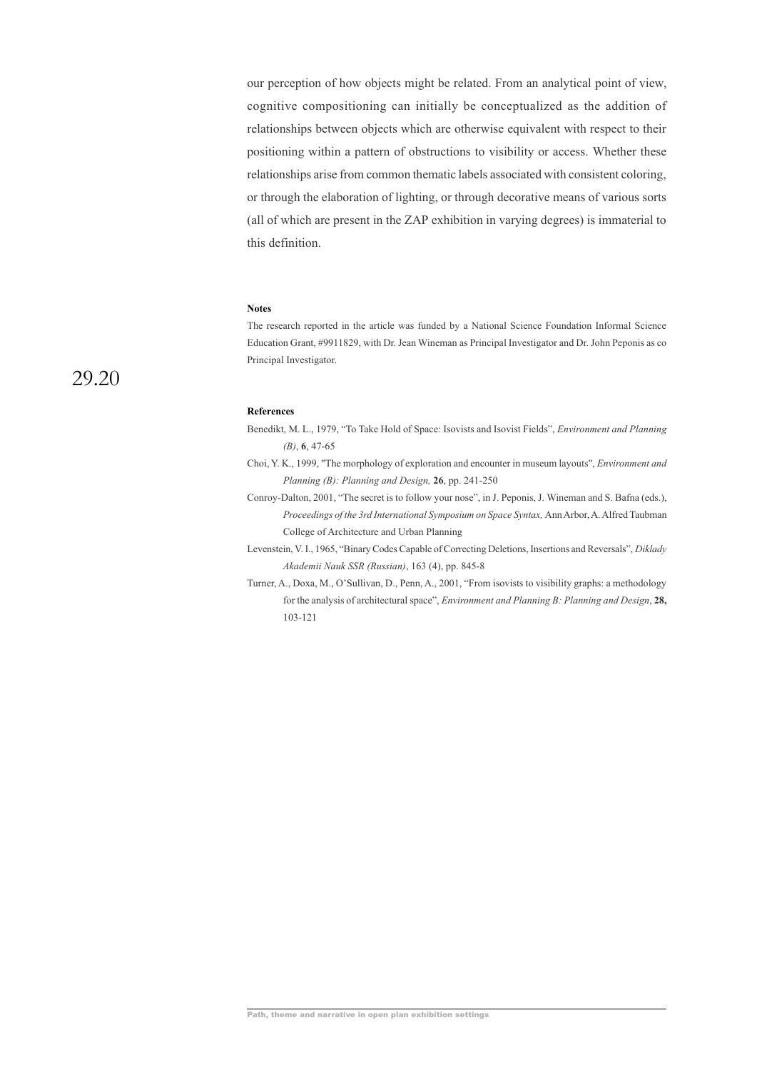our perception of how objects might be related. From an analytical point of view, cognitive compositioning can initially be conceptualized as the addition of relationships between objects which are otherwise equivalent with respect to their positioning within a pattern of obstructions to visibility or access. Whether these relationships arise from common thematic labels associated with consistent coloring, or through the elaboration of lighting, or through decorative means of various sorts (all of which are present in the ZAP exhibition in varying degrees) is immaterial to this definition.

**Notes**

The research reported in the article was funded by a National Science Foundation Informal Science Education Grant, #9911829, with Dr. Jean Wineman as Principal Investigator and Dr. John Peponis as co Principal Investigator.

**References**

Benedikt, M. L., 1979, "To Take Hold of Space: Isovists and Isovist Fields", *Environment and Planning (B)*, **6**, 47-65

Choi, Y. K., 1999, "The morphology of exploration and encounter in museum layouts", *Environment and Planning (B): Planning and Design,* **26**, pp. 241-250

Conroy-Dalton, 2001, "The secret is to follow your nose", in J. Peponis, J. Wineman and S. Bafna (eds.), *Proceedings of the 3rd International Symposium on Space Syntax,* Ann Arbor, A. Alfred Taubman College of Architecture and Urban Planning

Levenstein, V. I., 1965, "Binary Codes Capable of Correcting Deletions, Insertions and Reversals", *Diklady Akademii Nauk SSR (Russian)*, 163 (4), pp. 845-8

Turner, A., Doxa, M., O'Sullivan, D., Penn, A., 2001, "From isovists to visibility graphs: a methodology for the analysis of architectural space", *Environment and Planning B: Planning and Design*, **28,** 103-121